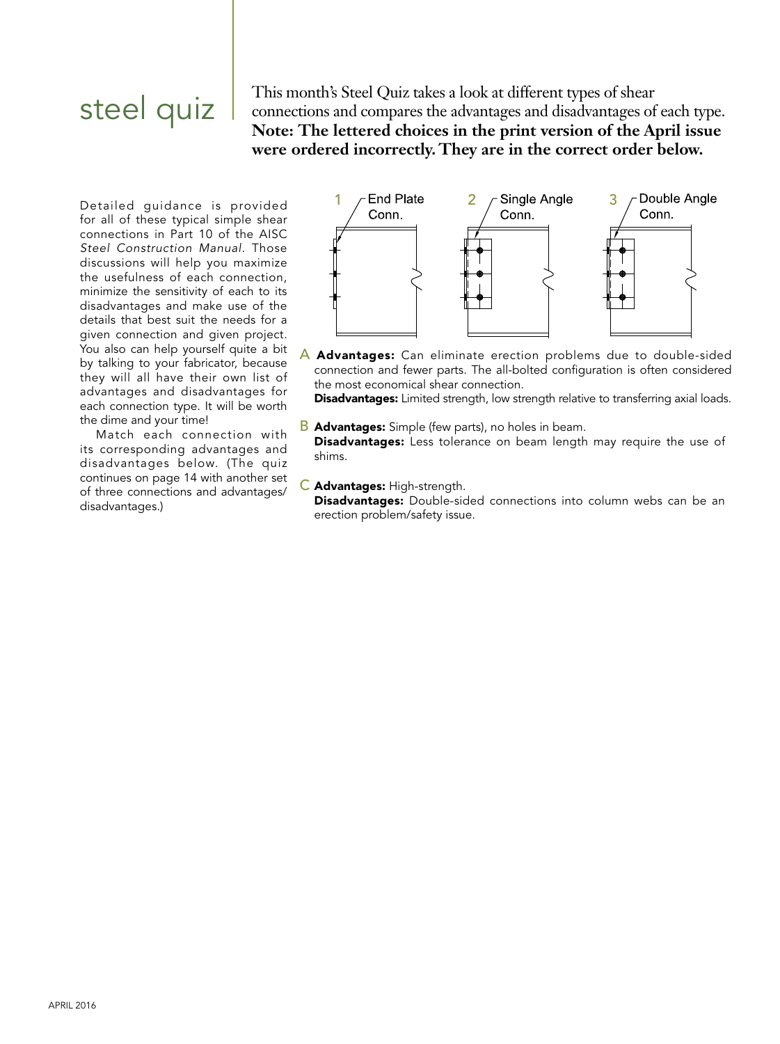# steel quiz

This month's Steel Quiz takes a look at different types of shear connections and compares the advantages and disadvantages of each type. **Note: The lettered choices in the print version of the April issue were ordered incorrectly. They are in the correct order below.**

Detailed guidance is provided for all of these typical simple shear connections in Part 10 of the AISC *Steel Construction Manual*. Those discussions will help you maximize the usefulness of each connection, minimize the sensitivity of each to its disadvantages and make use of the details that best suit the needs for a given connection and given project. You also can help yourself quite a bit by talking to your fabricator, because they will all have their own list of advantages and disadvantages for each connection type. It will be worth the dime and your time!

Match each connection with its corresponding advantages and disadvantages below. (The quiz continues on page 14 with another set of three connections and advantages/disadvantages.)

1 End Plate Conn.

2 Single Angle Conn.

3 Double Angle Conn.

A **Advantages:** Can eliminate erection problems due to double-sided connection and fewer parts. The all-bolted configuration is often considered the most economical shear connection.
**Disadvantages:** Limited strength, low strength relative to transferring axial loads.

B **Advantages:** Simple (few parts), no holes in beam.
**Disadvantages:** Less tolerance on beam length may require the use of shims.

C **Advantages:** High-strength.
**Disadvantages:** Double-sided connections into column webs can be an erection problem/safety issue.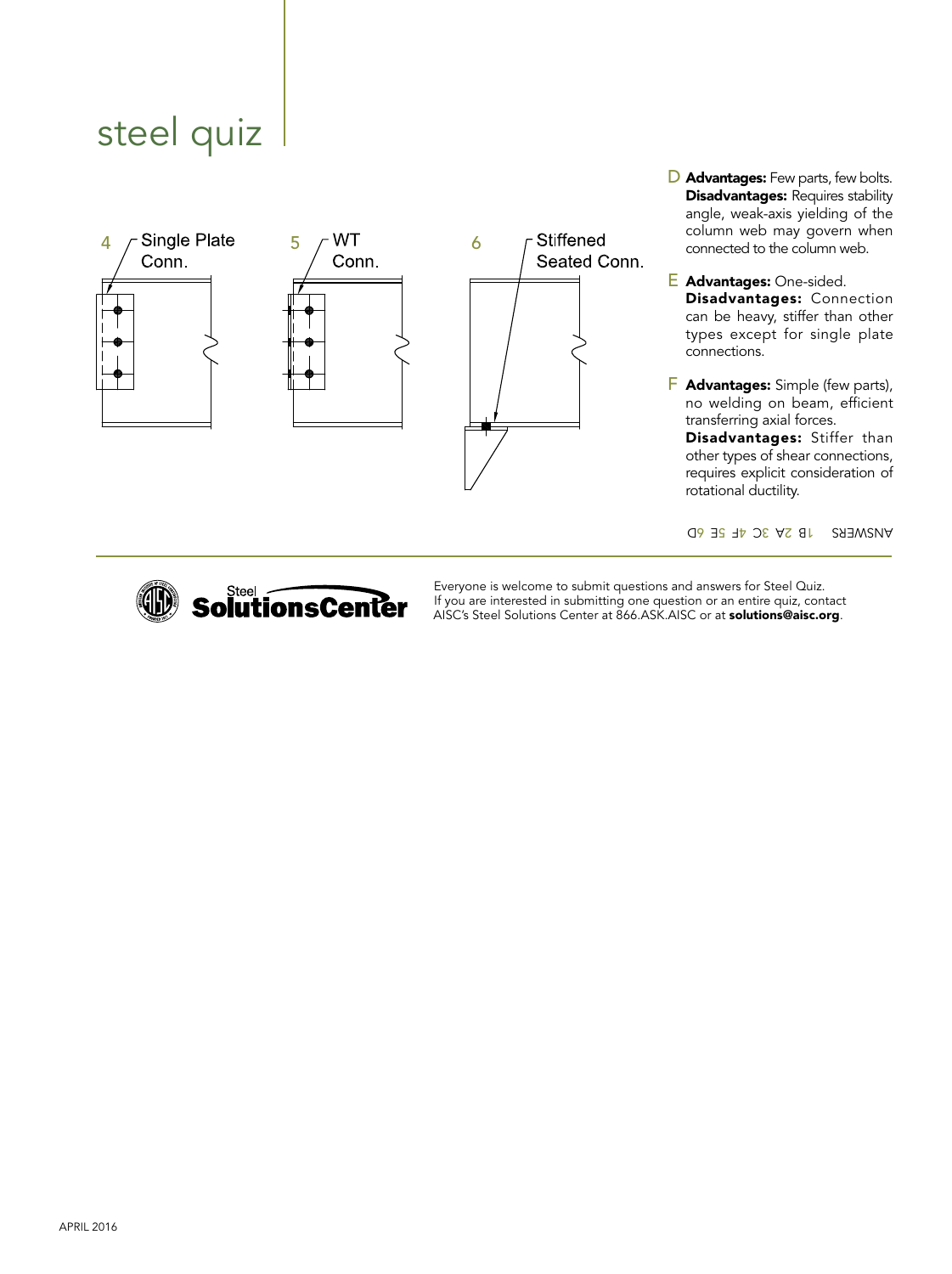# steel quiz

4 Single Plate Conn.

5 WT Conn.

6 Stiffened Seated Conn.

D **Advantages:** Few parts, few bolts. **Disadvantages:** Requires stability angle, weak-axis yielding of the column web may govern when connected to the column web.

E **Advantages:** One-sided. **Disadvantages:** Connection can be heavy, stiffer than other types except for single plate connections.

F **Advantages:** Simple (few parts), no welding on beam, efficient transferring axial forces. **Disadvantages:** Stiffer than other types of shear connections, requires explicit consideration of rotational ductility.

ANSWERS 1B 2A 3C 4F 5E 6D

Everyone is welcome to submit questions and answers for Steel Quiz. If you are interested in submitting one question or an entire quiz, contact AISC's Steel Solutions Center at 866.ASK.AISC or at **solutions@aisc.org**.